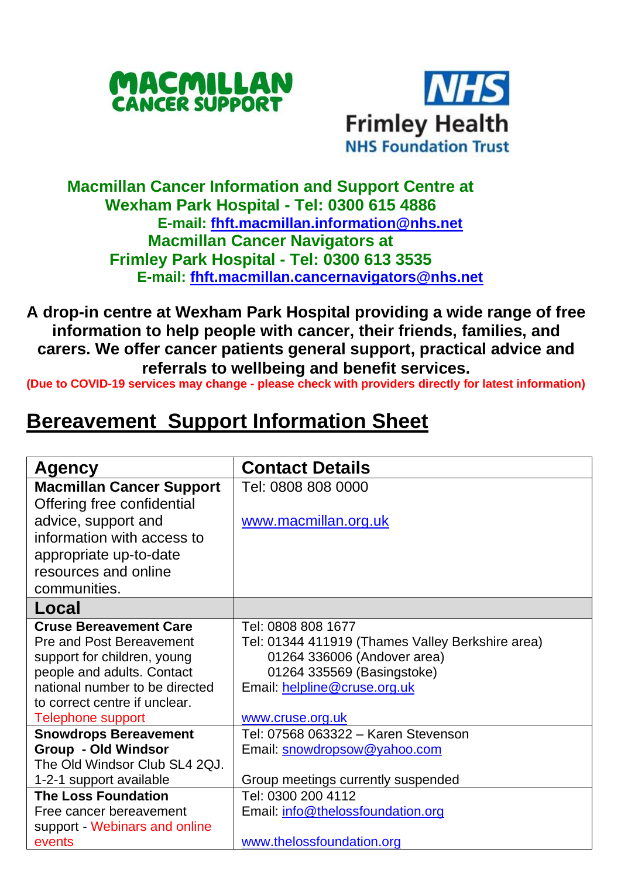MACMILLAN CANCER SUPPORT

NHS Frimley Health NHS Foundation Trust

**Macmillan Cancer Information and Support Centre at Wexham Park Hospital - Tel: 0300 615 4886**
**E-mail: fhft.macmillan.information@nhs.net**
**Macmillan Cancer Navigators at Frimley Park Hospital - Tel: 0300 613 3535**
**E-mail: fhft.macmillan.cancernavigators@nhs.net**

**A drop-in centre at Wexham Park Hospital providing a wide range of free information to help people with cancer, their friends, families, and carers. We offer cancer patients general support, practical advice and referrals to wellbeing and benefit services.**
**(Due to COVID-19 services may change - please check with providers directly for latest information)**

# Bereavement Support Information Sheet

| Agency | Contact Details |
|---|---|
| **Macmillan Cancer Support** Offering free confidential advice, support and information with access to appropriate up-to-date resources and online communities. | Tel: 0808 808 0000<br><br>www.macmillan.org.uk |
| **Local** | |
| **Cruse Bereavement Care** Pre and Post Bereavement support for children, young people and adults. Contact national number to be directed to correct centre if unclear. Telephone support | Tel: 0808 808 1677<br>Tel: 01344 411919 (Thames Valley Berkshire area)<br>01264 336006 (Andover area)<br>01264 335569 (Basingstoke)<br>Email: helpline@cruse.org.uk<br><br>www.cruse.org.uk |
| **Snowdrops Bereavement Group - Old Windsor** The Old Windsor Club SL4 2QJ. 1-2-1 support available | Tel: 07568 063322 – Karen Stevenson<br>Email: snowdropsow@yahoo.com<br><br>Group meetings currently suspended |
| **The Loss Foundation** Free cancer bereavement support - Webinars and online events | Tel: 0300 200 4112<br>Email: info@thelossfoundation.org<br><br>www.thelossfoundation.org |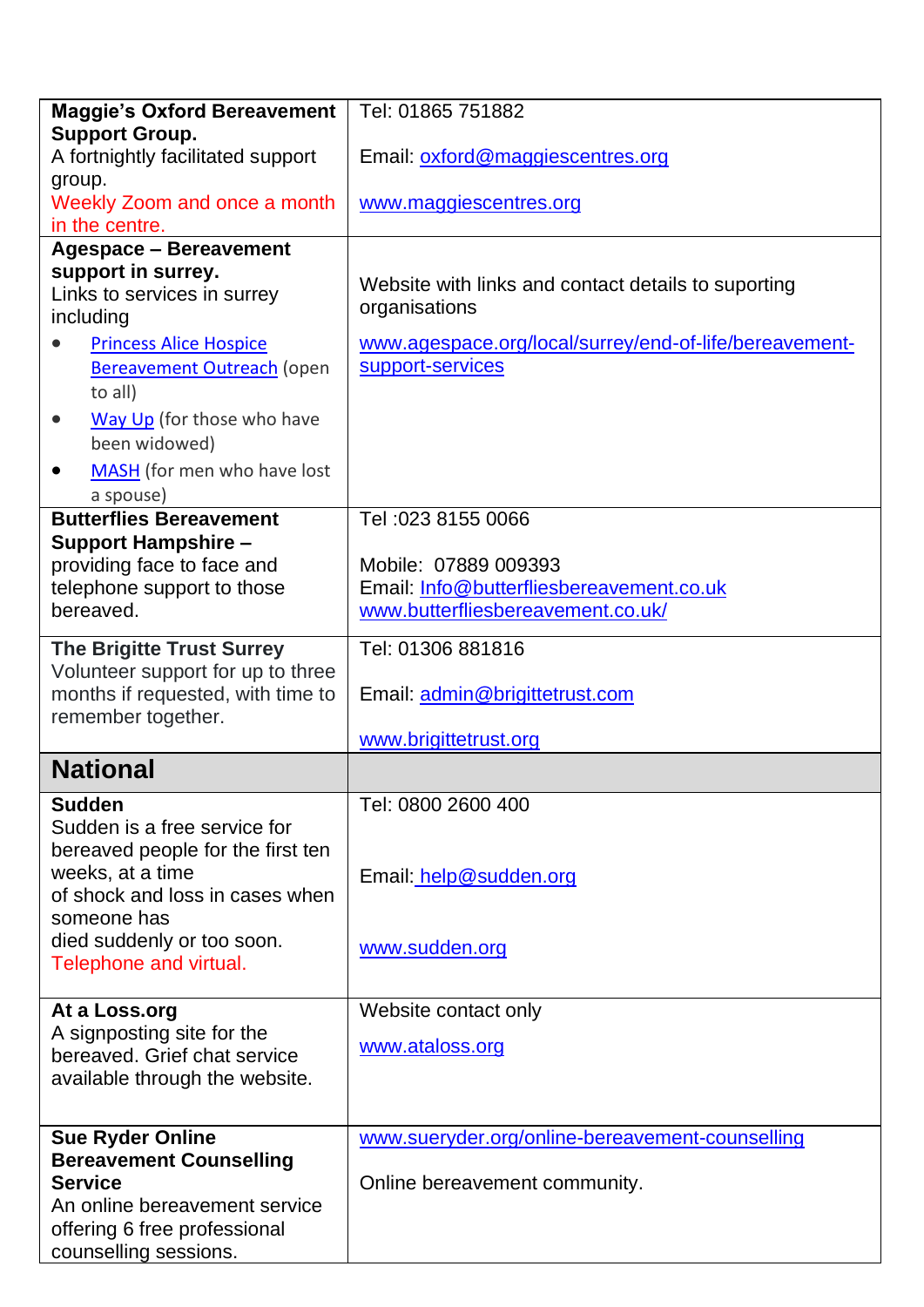| | |
|---|---|
| **Maggie's Oxford Bereavement Support Group.**<br>A fortnightly facilitated support group.<br>Weekly Zoom and once a month in the centre. | Tel: 01865 751882<br><br>Email: oxford@maggiescentres.org<br><br>www.maggiescentres.org |
| **Agespace – Bereavement support in surrey.**<br>Links to services in surrey including<br>• Princess Alice Hospice Bereavement Outreach (open to all)<br>• Way Up (for those who have been widowed)<br>• MASH (for men who have lost a spouse) | Website with links and contact details to suporting organisations<br><br>www.agespace.org/local/surrey/end-of-life/bereavement-support-services |
| **Butterflies Bereavement Support Hampshire –** providing face to face and telephone support to those bereaved. | Tel :023 8155 0066<br><br>Mobile: 07889 009393<br>Email: Info@butterfliesbereavement.co.uk<br>www.butterfliesbereavement.co.uk/ |
| **The Brigitte Trust Surrey**<br>Volunteer support for up to three months if requested, with time to remember together. | Tel: 01306 881816<br><br>Email: admin@brigittetrust.com<br><br>www.brigittetrust.org |
| **National** | |
| **Sudden**<br>Sudden is a free service for bereaved people for the first ten weeks, at a time of shock and loss in cases when someone has died suddenly or too soon.<br>Telephone and virtual. | Tel: 0800 2600 400<br><br>Email: help@sudden.org<br><br>www.sudden.org |
| **At a Loss.org**<br>A signposting site for the bereaved. Grief chat service available through the website. | Website contact only<br><br>www.ataloss.org |
| **Sue Ryder Online Bereavement Counselling Service**<br>An online bereavement service offering 6 free professional counselling sessions. | www.sueryder.org/online-bereavement-counselling<br><br>Online bereavement community. |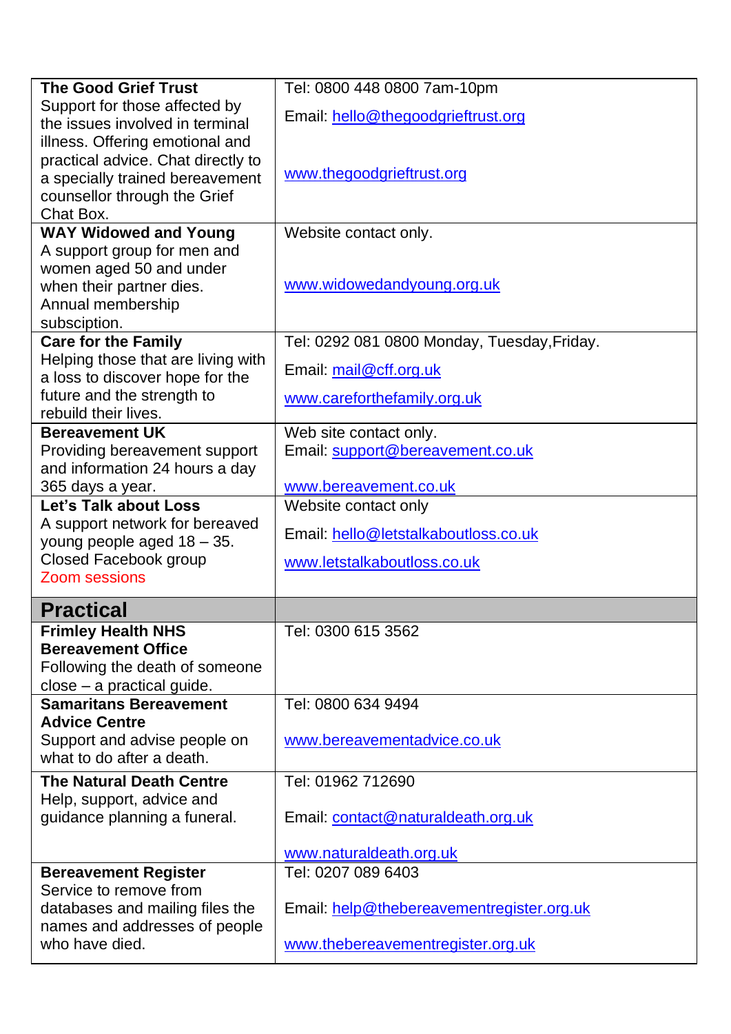| | |
|---|---|
| **The Good Grief Trust**<br>Support for those affected by the issues involved in terminal illness. Offering emotional and practical advice. Chat directly to a specially trained bereavement counsellor through the Grief Chat Box. | Tel: 0800 448 0800 7am-10pm<br>Email: hello@thegoodgrieftrust.org<br>www.thegoodgrieftrust.org |
| **WAY Widowed and Young**<br>A support group for men and women aged 50 and under when their partner dies. Annual membership subsciption. | Website contact only.<br>www.widowedandyoung.org.uk |
| **Care for the Family**<br>Helping those that are living with a loss to discover hope for the future and the strength to rebuild their lives. | Tel: 0292 081 0800 Monday, Tuesday,Friday.<br>Email: mail@cff.org.uk<br>www.careforthefamily.org.uk |
| **Bereavement UK**<br>Providing bereavement support and information 24 hours a day 365 days a year. | Web site contact only.<br>Email: support@bereavement.co.uk<br>www.bereavement.co.uk |
| **Let's Talk about Loss**<br>A support network for bereaved young people aged 18 – 35. Closed Facebook group<br>Zoom sessions | Website contact only<br>Email: hello@letstalkaboutloss.co.uk<br>www.letstalkaboutloss.co.uk |
| **Practical** | |
| **Frimley Health NHS Bereavement Office**<br>Following the death of someone close – a practical guide. | Tel: 0300 615 3562 |
| **Samaritans Bereavement Advice Centre**<br>Support and advise people on what to do after a death. | Tel: 0800 634 9494<br>www.bereavementadvice.co.uk |
| **The Natural Death Centre**<br>Help, support, advice and guidance planning a funeral. | Tel: 01962 712690<br>Email: contact@naturaldeath.org.uk<br>www.naturaldeath.org.uk |
| **Bereavement Register**<br>Service to remove from databases and mailing files the names and addresses of people who have died. | Tel: 0207 089 6403<br>Email: help@thebereavementregister.org.uk<br>www.thebereavementregister.org.uk |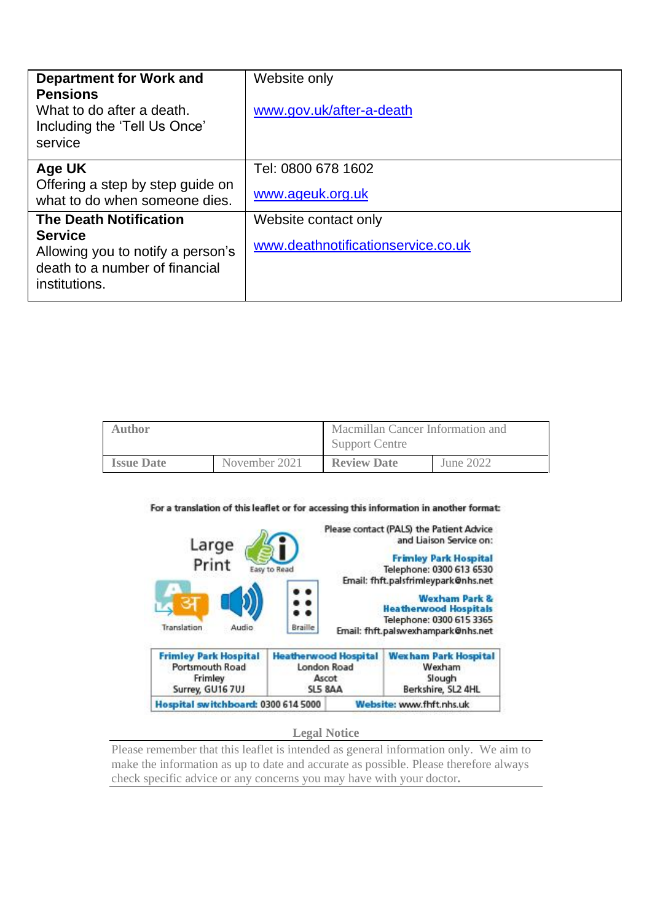| | |
|---|---|
| **Department for Work and Pensions**<br>What to do after a death. Including the 'Tell Us Once' service | Website only<br><br>www.gov.uk/after-a-death |
| **Age UK**<br>Offering a step by step guide on what to do when someone dies. | Tel: 0800 678 1602<br><br>www.ageuk.org.uk |
| **The Death Notification Service**<br>Allowing you to notify a person's death to a number of financial institutions. | Website contact only<br><br>www.deathnotificationservice.co.uk |

| | | | |
|---|---|---|---|
| **Author** | | Macmillan Cancer Information and Support Centre | |
| **Issue Date** | November 2021 | **Review Date** | June 2022 |

For a translation of this leaflet or for accessing this information in another format:

Large Print

Easy to Read

Translation

Audio

Braille

Please contact (PALS) the Patient Advice and Liaison Service on:

**Frimley Park Hospital**
Telephone: 0300 613 6530
Email: fhft.palsfrimleypark@nhs.net

**Wexham Park & Heatherwood Hospitals**
Telephone: 0300 615 3365
Email: fhft.palswexhampark@nhs.net

| | | |
|---|---|---|
| **Frimley Park Hospital**<br>Portsmouth Road<br>Frimley<br>Surrey, GU16 7UJ | **Heatherwood Hospital**<br>London Road<br>Ascot<br>SL5 8AA | **Wexham Park Hospital**<br>Wexham<br>Slough<br>Berkshire, SL2 4HL |
| **Hospital switchboard:** 0300 614 5000 | **Website:** www.fhft.nhs.uk | |

**Legal Notice**

Please remember that this leaflet is intended as general information only. We aim to make the information as up to date and accurate as possible. Please therefore always check specific advice or any concerns you may have with your doctor.